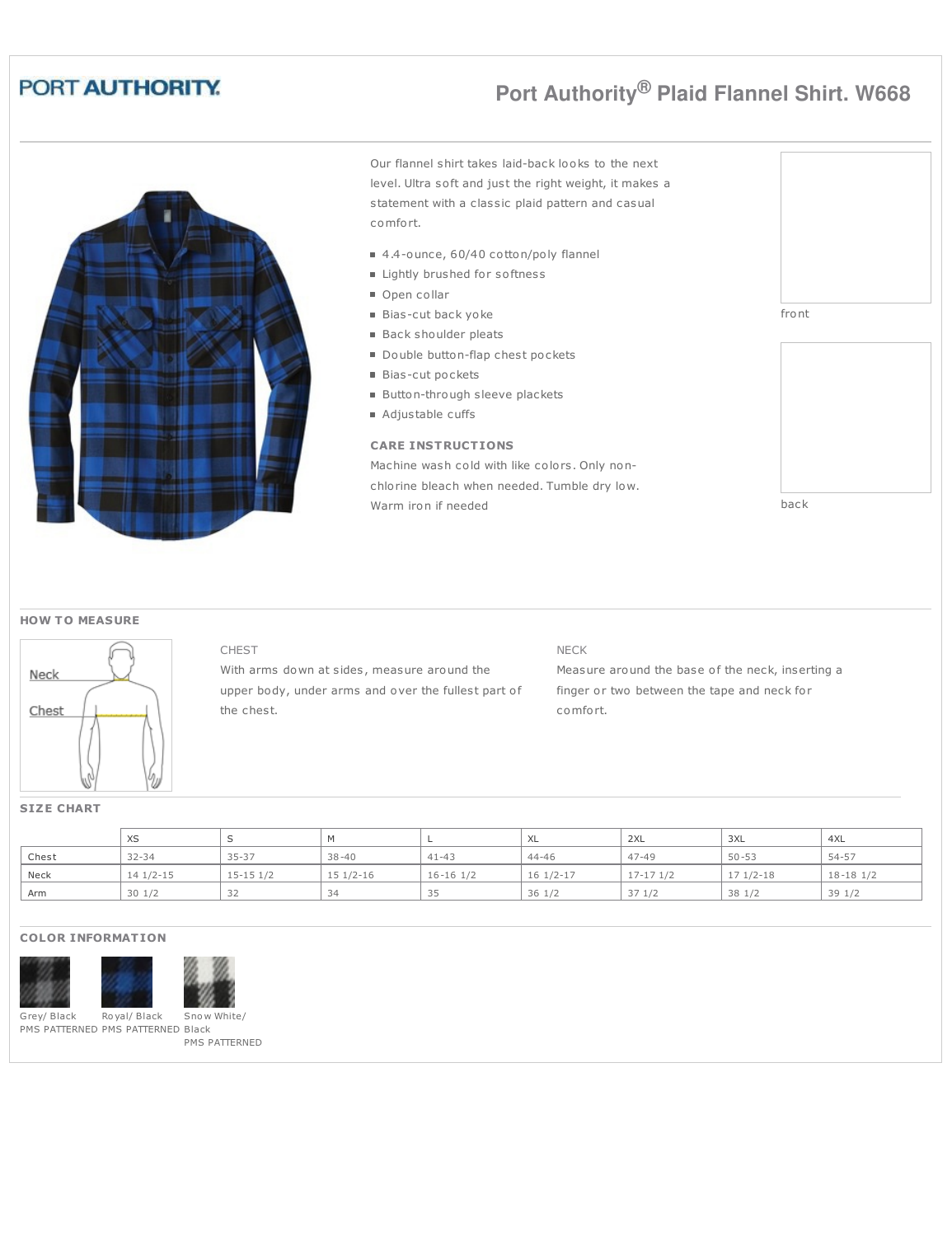PORT AUTHORITY

# Port Authority® Plaid Flannel Shirt. W668

Our flannel shirt takes laid-back looks to the next level. Ultra soft and just the right weight, it makes a statement with a classic plaid pattern and casual comfort.

- 4.4-ounce, 60/40 cotton/poly flannel
- Lightly brushed for softness
- Open collar
- Bias-cut back yoke
- Back shoulder pleats
- Double button-flap chest pockets
- Bias-cut pockets
- Button-through sleeve plackets
- Adjustable cuffs

**CARE INSTRUCTIONS**

Machine wash cold with like colors. Only non-chlorine bleach when needed. Tumble dry low. Warm iron if needed

front

back

## HOW TO MEASURE

Neck

Chest

CHEST

With arms down at sides, measure around the upper body, under arms and over the fullest part of the chest.

NECK

Measure around the base of the neck, inserting a finger or two between the tape and neck for comfort.

## SIZE CHART

| | XS | S | M | L | XL | 2XL | 3XL | 4XL |
|---|---|---|---|---|---|---|---|---|
| Chest | 32-34 | 35-37 | 38-40 | 41-43 | 44-46 | 47-49 | 50-53 | 54-57 |
| Neck | 14 1/2-15 | 15-15 1/2 | 15 1/2-16 | 16-16 1/2 | 16 1/2-17 | 17-17 1/2 | 17 1/2-18 | 18-18 1/2 |
| Arm | 30 1/2 | 32 | 34 | 35 | 36 1/2 | 37 1/2 | 38 1/2 | 39 1/2 |

## COLOR INFORMATION

Grey/ Black
PMS PATTERNED

Royal/ Black
PMS PATTERNED

Snow White/ Black
PMS PATTERNED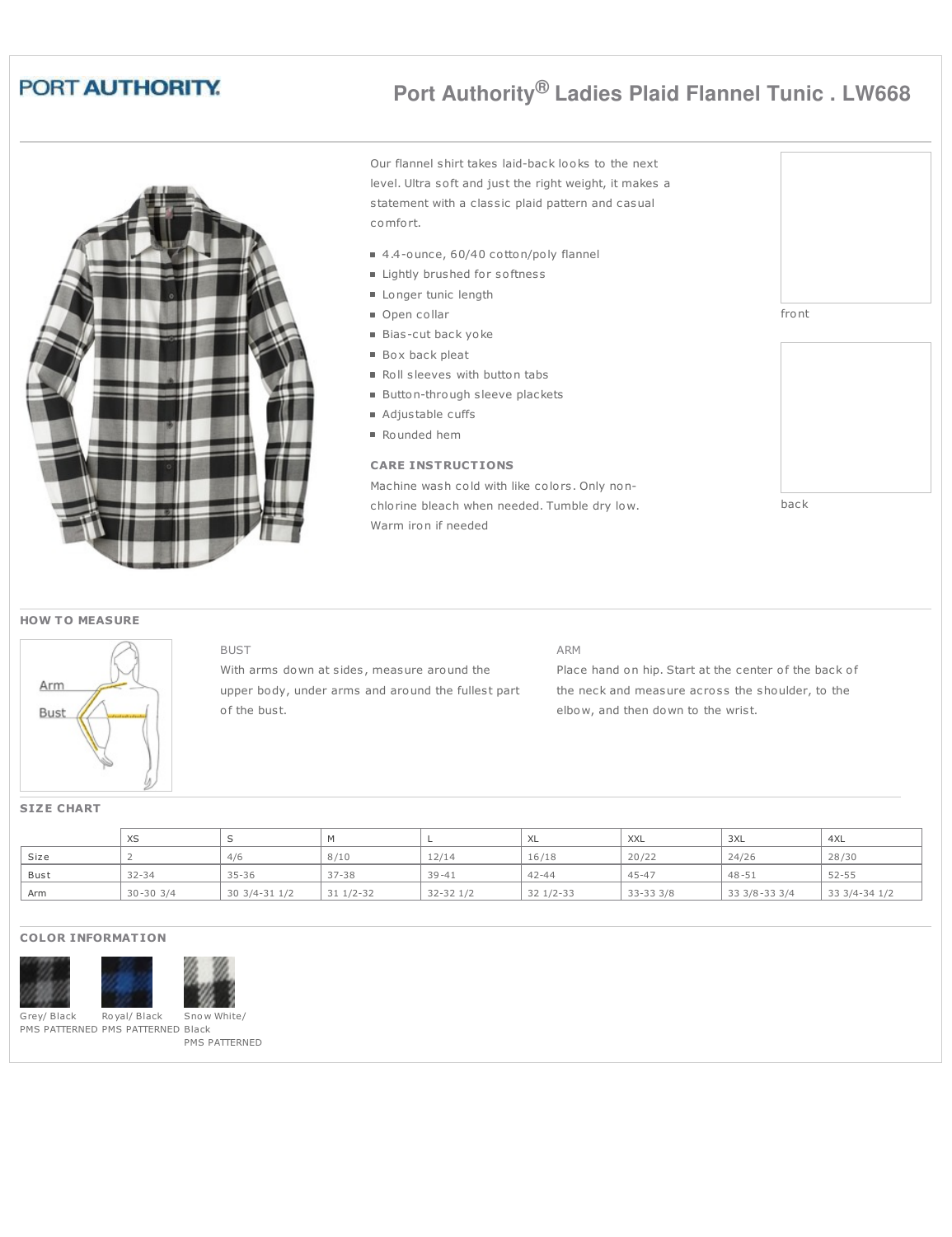# Port Authority® Ladies Plaid Flannel Tunic . LW668

Our flannel shirt takes laid-back looks to the next level. Ultra soft and just the right weight, it makes a statement with a classic plaid pattern and casual comfort.

- 4.4-ounce, 60/40 cotton/poly flannel
- Lightly brushed for softness
- Longer tunic length
- Open collar
- Bias-cut back yoke
- Box back pleat
- Roll sleeves with button tabs
- Button-through sleeve plackets
- Adjustable cuffs
- Rounded hem

### CARE INSTRUCTIONS

Machine wash cold with like colors. Only non-chlorine bleach when needed. Tumble dry low. Warm iron if needed

front

back

## HOW TO MEASURE

Arm

Bust

**BUST**

With arms down at sides, measure around the upper body, under arms and around the fullest part of the bust.

**ARM**

Place hand on hip. Start at the center of the back of the neck and measure across the shoulder, to the elbow, and then down to the wrist.

## SIZE CHART

| | XS | S | M | L | XL | XXL | 3XL | 4XL |
|---|---|---|---|---|---|---|---|---|
| Size | 2 | 4/6 | 8/10 | 12/14 | 16/18 | 20/22 | 24/26 | 28/30 |
| Bust | 32-34 | 35-36 | 37-38 | 39-41 | 42-44 | 45-47 | 48-51 | 52-55 |
| Arm | 30-30 3/4 | 30 3/4-31 1/2 | 31 1/2-32 | 32-32 1/2 | 32 1/2-33 | 33-33 3/8 | 33 3/8-33 3/4 | 33 3/4-34 1/2 |

## COLOR INFORMATION

Grey/ Black
PMS PATTERNED

Royal/ Black
PMS PATTERNED

Snow White/ Black
PMS PATTERNED